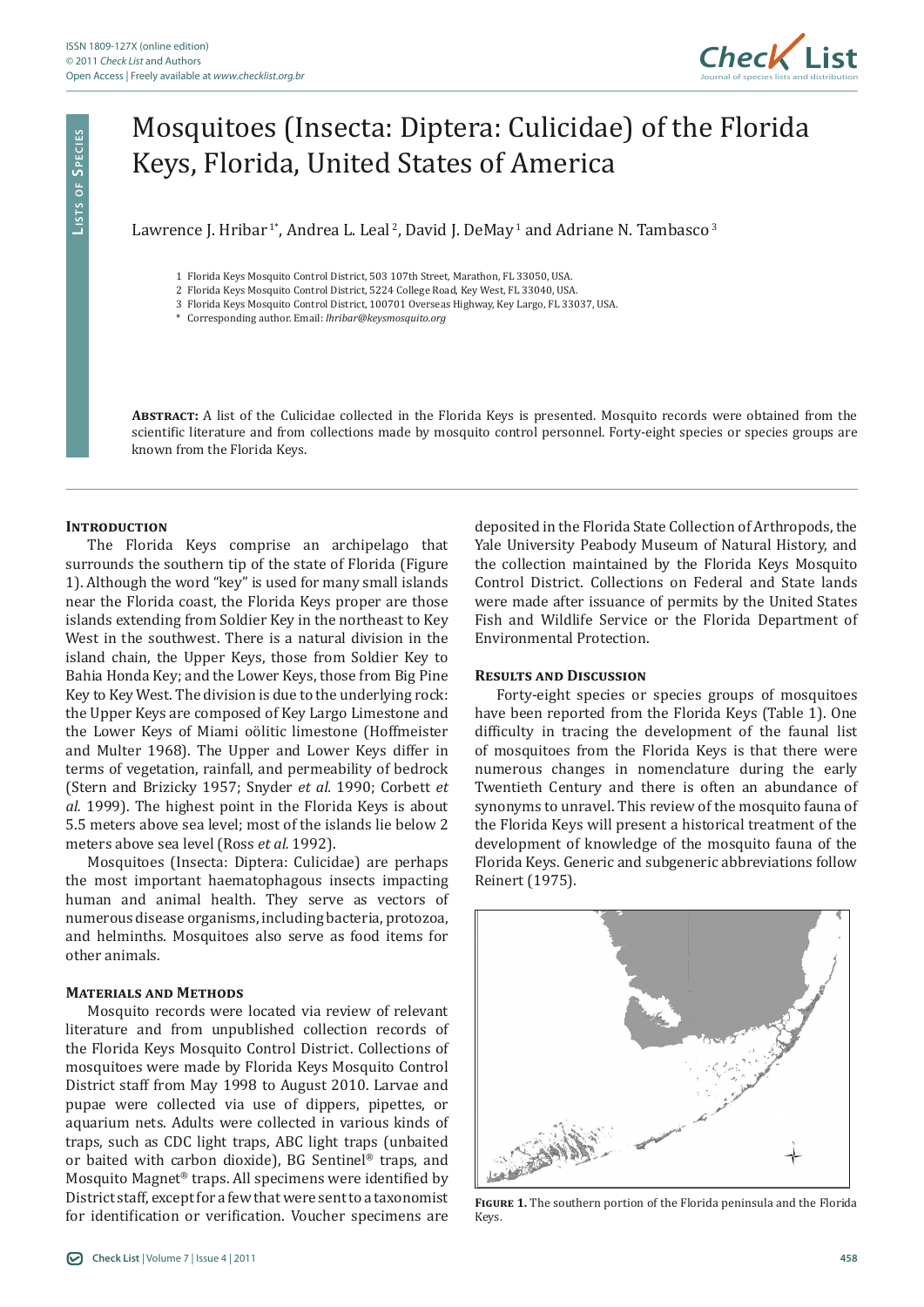# Mosquitoes (Insecta: Diptera: Culicidae) of the Florida Keys, Florida, United States of America

Lawrence J. Hribar [1*], Andrea L. Leal [2], David J. DeMay [1] and Adriane N. Tambasco [3]

1 Florida Keys Mosquito Control District, 503 107th Street, Marathon, FL 33050, USA.
2 Florida Keys Mosquito Control District, 5224 College Road, Key West, FL 33040, USA.
3 Florida Keys Mosquito Control District, 100701 Overseas Highway, Key Largo, FL 33037, USA.
\* Corresponding author. Email: *lhribar@keysmosquito.org*

**Abstract:** A list of the Culicidae collected in the Florida Keys is presented. Mosquito records were obtained from the scientific literature and from collections made by mosquito control personnel. Forty-eight species or species groups are known from the Florida Keys.

## Introduction

The Florida Keys comprise an archipelago that surrounds the southern tip of the state of Florida (Figure 1). Although the word "key" is used for many small islands near the Florida coast, the Florida Keys proper are those islands extending from Soldier Key in the northeast to Key West in the southwest. There is a natural division in the island chain, the Upper Keys, those from Soldier Key to Bahia Honda Key; and the Lower Keys, those from Big Pine Key to Key West. The division is due to the underlying rock: the Upper Keys are composed of Key Largo Limestone and the Lower Keys of Miami oölitic limestone (Hoffmeister and Multer 1968). The Upper and Lower Keys differ in terms of vegetation, rainfall, and permeability of bedrock (Stern and Brizicky 1957; Snyder *et al.* 1990; Corbett *et al.* 1999). The highest point in the Florida Keys is about 5.5 meters above sea level; most of the islands lie below 2 meters above sea level (Ross *et al.* 1992).

Mosquitoes (Insecta: Diptera: Culicidae) are perhaps the most important haematophagous insects impacting human and animal health. They serve as vectors of numerous disease organisms, including bacteria, protozoa, and helminths. Mosquitoes also serve as food items for other animals.

## Materials and Methods

Mosquito records were located via review of relevant literature and from unpublished collection records of the Florida Keys Mosquito Control District. Collections of mosquitoes were made by Florida Keys Mosquito Control District staff from May 1998 to August 2010. Larvae and pupae were collected via use of dippers, pipettes, or aquarium nets. Adults were collected in various kinds of traps, such as CDC light traps, ABC light traps (unbaited or baited with carbon dioxide), BG Sentinel® traps, and Mosquito Magnet® traps. All specimens were identified by District staff, except for a few that were sent to a taxonomist for identification or verification. Voucher specimens are deposited in the Florida State Collection of Arthropods, the Yale University Peabody Museum of Natural History, and the collection maintained by the Florida Keys Mosquito Control District. Collections on Federal and State lands were made after issuance of permits by the United States Fish and Wildlife Service or the Florida Department of Environmental Protection.

## Results and Discussion

Forty-eight species or species groups of mosquitoes have been reported from the Florida Keys (Table 1). One difficulty in tracing the development of the faunal list of mosquitoes from the Florida Keys is that there were numerous changes in nomenclature during the early Twentieth Century and there is often an abundance of synonyms to unravel. This review of the mosquito fauna of the Florida Keys will present a historical treatment of the development of knowledge of the mosquito fauna of the Florida Keys. Generic and subgeneric abbreviations follow Reinert (1975).

**Figure 1.** The southern portion of the Florida peninsula and the Florida Keys.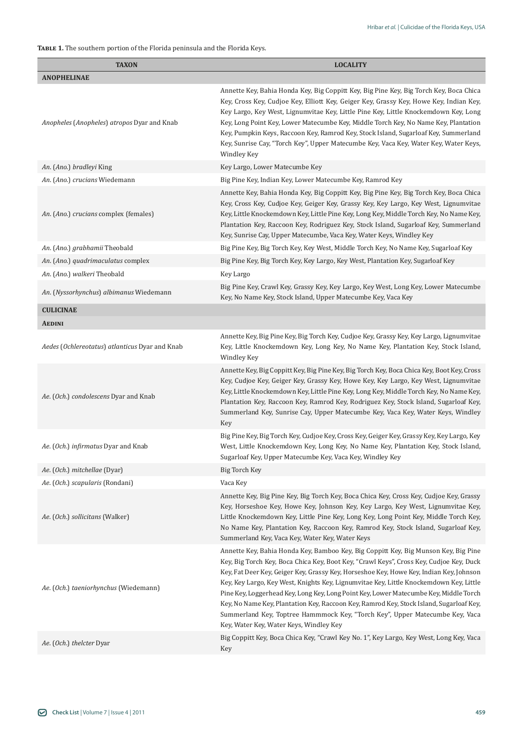**Table 1.** The southern portion of the Florida peninsula and the Florida Keys.

| TAXON | LOCALITY |
|---|---|
| **ANOPHELINAE** | |
| *Anopheles* (*Anopheles*) *atropos* Dyar and Knab | Annette Key, Bahia Honda Key, Big Coppitt Key, Big Pine Key, Big Torch Key, Boca Chica Key, Cross Key, Cudjoe Key, Elliott Key, Geiger Key, Grassy Key, Howe Key, Indian Key, Key Largo, Key West, Lignumvitae Key, Little Pine Key, Little Knockemdown Key, Long Key, Long Point Key, Lower Matecumbe Key, Middle Torch Key, No Name Key, Plantation Key, Pumpkin Keys, Raccoon Key, Ramrod Key, Stock Island, Sugarloaf Key, Summerland Key, Sunrise Cay, "Torch Key", Upper Matecumbe Key, Vaca Key, Water Key, Water Keys, Windley Key |
| *An.* (*Ano.*) *bradleyi* King | Key Largo, Lower Matecumbe Key |
| *An.* (*Ano.*) *crucians* Wiedemann | Big Pine Key, Indian Key, Lower Matecumbe Key, Ramrod Key |
| *An.* (*Ano.*) *crucians* complex (females) | Annette Key, Bahia Honda Key, Big Coppitt Key, Big Pine Key, Big Torch Key, Boca Chica Key, Cross Key, Cudjoe Key, Geiger Key, Grassy Key, Key Largo, Key West, Lignumvitae Key, Little Knockemdown Key, Little Pine Key, Long Key, Middle Torch Key, No Name Key, Plantation Key, Raccoon Key, Rodriguez Key, Stock Island, Sugarloaf Key, Summerland Key, Sunrise Cay, Upper Matecumbe, Vaca Key, Water Keys, Windley Key |
| *An.* (*Ano.*) *grabhamii* Theobald | Big Pine Key, Big Torch Key, Key West, Middle Torch Key, No Name Key, Sugarloaf Key |
| *An.* (*Ano.*) *quadrimaculatus* complex | Big Pine Key, Big Torch Key, Key Largo, Key West, Plantation Key, Sugarloaf Key |
| *An.* (*Ano.*) *walkeri* Theobald | Key Largo |
| *An.* (*Nyssorhynchus*) *albimanus* Wiedemann | Big Pine Key, Crawl Key, Grassy Key, Key Largo, Key West, Long Key, Lower Matecumbe Key, No Name Key, Stock Island, Upper Matecumbe Key, Vaca Key |
| **CULICINAE** | |
| **Aedini** | |
| *Aedes* (*Ochlereotatus*) *atlanticus* Dyar and Knab | Annette Key, Big Pine Key, Big Torch Key, Cudjoe Key, Grassy Key, Key Largo, Lignumvitae Key, Little Knockemdown Key, Long Key, No Name Key, Plantation Key, Stock Island, Windley Key |
| *Ae.* (*Och.*) *condolescens* Dyar and Knab | Annette Key, Big Coppitt Key, Big Pine Key, Big Torch Key, Boca Chica Key, Boot Key, Cross Key, Cudjoe Key, Geiger Key, Grassy Key, Howe Key, Key Largo, Key West, Lignumvitae Key, Little Knockemdown Key, Little Pine Key, Long Key, Middle Torch Key, No Name Key, Plantation Key, Raccoon Key, Ramrod Key, Rodriguez Key, Stock Island, Sugarloaf Key, Summerland Key, Sunrise Cay, Upper Matecumbe Key, Vaca Key, Water Keys, Windley Key |
| *Ae.* (*Och.*) *infirmatus* Dyar and Knab | Big Pine Key, Big Torch Key, Cudjoe Key, Cross Key, Geiger Key, Grassy Key, Key Largo, Key West, Little Knockemdown Key, Long Key, No Name Key, Plantation Key, Stock Island, Sugarloaf Key, Upper Matecumbe Key, Vaca Key, Windley Key |
| *Ae.* (*Och.*) *mitchellae* (Dyar) | Big Torch Key |
| *Ae.* (*Och.*) *scapularis* (Rondani) | Vaca Key |
| *Ae.* (*Och.*) *sollicitans* (Walker) | Annette Key, Big Pine Key, Big Torch Key, Boca Chica Key, Cross Key, Cudjoe Key, Grassy Key, Horseshoe Key, Howe Key, Johnson Key, Key Largo, Key West, Lignumvitae Key, Little Knockemdown Key, Little Pine Key, Long Key, Long Point Key, Middle Torch Key, No Name Key, Plantation Key, Raccoon Key, Ramrod Key, Stock Island, Sugarloaf Key, Summerland Key, Vaca Key, Water Key, Water Keys |
| *Ae.* (*Och.*) *taeniorhynchus* (Wiedemann) | Annette Key, Bahia Honda Key, Bamboo Key, Big Coppitt Key, Big Munson Key, Big Pine Key, Big Torch Key, Boca Chica Key, Boot Key, "Crawl Keys", Cross Key, Cudjoe Key, Duck Key, Fat Deer Key, Geiger Key, Grassy Key, Horseshoe Key, Howe Key, Indian Key, Johnson Key, Key Largo, Key West, Knights Key, Lignumvitae Key, Little Knockemdown Key, Little Pine Key, Loggerhead Key, Long Key, Long Point Key, Lower Matecumbe Key, Middle Torch Key, No Name Key, Plantation Key, Raccoon Key, Ramrod Key, Stock Island, Sugarloaf Key, Summerland Key, Toptree Hammmock Key, "Torch Key", Upper Matecumbe Key, Vaca Key, Water Key, Water Keys, Windley Key |
| *Ae.* (*Och.*) *thelcter* Dyar | Big Coppitt Key, Boca Chica Key, "Crawl Key No. 1", Key Largo, Key West, Long Key, Vaca Key |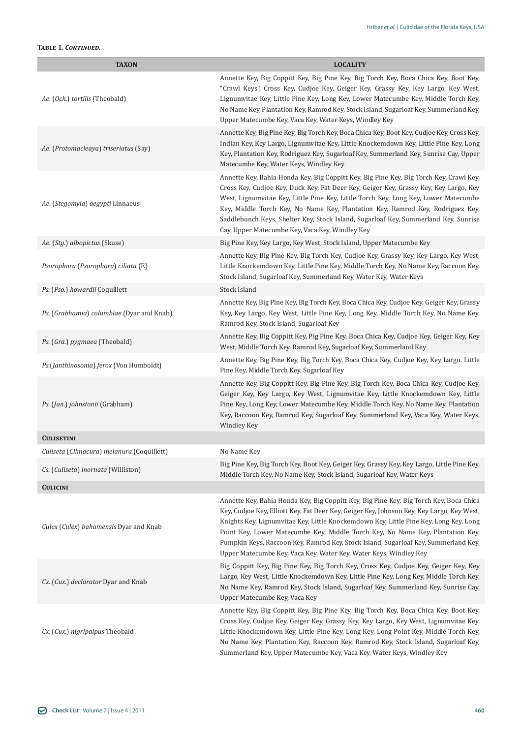**Table 1. *Continued.***

| TAXON | LOCALITY |
|---|---|
| *Ae.* (*Och.*) *tortilis* (Theobald) | Annette Key, Big Coppitt Key, Big Pine Key, Big Torch Key, Boca Chica Key, Boot Key, "Crawl Keys", Cross Key, Cudjoe Key, Geiger Key, Grassy Key, Key Largo, Key West, Lignumvitae Key, Little Pine Key, Long Key, Lower Matecumbe Key, Middle Torch Key, No Name Key, Plantation Key, Ramrod Key, Stock Island, Sugarloaf Key, Summerland Key, Upper Matecumbe Key, Vaca Key, Water Keys, Windley Key |
| *Ae.* (*Protomacleaya*) *triseriatus* (Say) | Annette Key, Big Pine Key, Big Torch Key, Boca Chica Key, Boot Key, Cudjoe Key, Cross Key, Indian Key, Key Largo, Lignumvitae Key, Little Knockemdown Key, Little Pine Key, Long Key, Plantation Key, Rodriguez Key, Sugarloaf Key, Summerland Key, Sunrise Cay, Upper Matecumbe Key, Water Keys, Windley Key |
| *Ae.* (*Stegomyia*) *aegypti* Linnaeus | Annette Key, Bahia Honda Key, Big Coppitt Key, Big Pine Key, Big Torch Key, Crawl Key, Cross Key, Cudjoe Key, Duck Key, Fat Deer Key, Geiger Key, Grassy Key, Key Largo, Key West, Lignumvitae Key, Little Pine Key, Little Torch Key, Long Key, Lower Matecumbe Key, Middle Torch Key, No Name Key, Plantation Key, Ramrod Key, Rodriguez Key, Saddlebunch Keys, Shelter Key, Stock Island, Sugarloaf Key, Summerland Key, Sunrise Cay, Upper Matecumbe Key, Vaca Key, Windley Key |
| *Ae.* (*Stg.*) *albopictus* (Skuse) | Big Pine Key, Key Largo, Key West, Stock Island, Upper Matecumbe Key |
| *Psorophora* (*Psorophora*) *ciliata* (F.) | Annette Key, Big Pine Key, Big Torch Key, Cudjoe Key, Grassy Key, Key Largo, Key West, Little Knockemdown Key, Little Pine Key, Middle Torch Key, No Name Key, Raccoon Key, Stock Island, Sugarloaf Key, Summerland Key, Water Key, Water Keys |
| *Ps.* (*Pso.*) *howardii* Coquillett | Stock Island |
| *Ps.* (*Grabhamia*) *columbiae* (Dyar and Knab) | Annette Key, Big Pine Key, Big Torch Key, Boca Chica Key, Cudjoe Key, Geiger Key, Grassy Key, Key Largo, Key West, Little Pine Key, Long Key, Middle Torch Key, No Name Key, Ramrod Key, Stock Island, Sugarloaf Key |
| *Ps.* (*Gra.*) *pygmaea* (Theobald) | Annette Key, Big Coppitt Key, Pig Pine Key, Boca Chica Key, Cudjoe Key, Geiger Key, Key West, Middle Torch Key, Ramrod Key, Sugarloaf Key, Summerland Key |
| *Ps.*(*Janthinosoma*) *ferox* (Von Humboldt) | Annette Key, Big Pine Key, Big Torch Key, Boca Chica Key, Cudjoe Key, Key Largo. Little Pine Key, Middle Torch Key, Sugarloaf Key |
| *Ps.* (*Jan.*) *johnstonii* (Grabham) | Annette Key, Big Coppitt Key, Big Pine Key, Big Torch Key, Boca Chica Key, Cudjoe Key, Geiger Key, Key Largo, Key West, Lignumvitae Key, Little Knockemdown Key, Little Pine Key, Long Key, Lower Matecumbe Key, Middle Torch Key, No Name Key, Plantation Key, Raccoon Key, Ramrod Key, Sugarloaf Key, Summerland Key, Vaca Key, Water Keys, Windley Key |
| **Culisetini** | |
| *Culiseta* (*Climacura*) *melanura* (Coquillett) | No Name Key |
| *Cs.* (*Culiseta*) *inornata* (Williston) | Big Pine Key, Big Torch Key, Boot Key, Geiger Key, Grassy Key, Key Largo, Little Pine Key, Middle Torch Key, No Name Key, Stock Island, Sugarloaf Key, Water Keys |
| **Culicini** | |
| *Culex* (*Culex*) *bahamensis* Dyar and Knab | Annette Key, Bahia Honda Key, Big Coppitt Key, Big Pine Key, Big Torch Key, Boca Chica Key, Cudjoe Key, Elliott Key, Fat Deer Key, Geiger Key, Johnson Key, Key Largo, Key West, Knights Key, Lignumvitae Key, Little Knockemdown Key, Little Pine Key, Long Key, Long Point Key, Lower Matecumbe Key, Middle Torch Key, No Name Key, Plantation Key, Pumpkin Keys, Raccoon Key, Ramrod Key, Stock Island, Sugarloaf Key, Summerland Key, Upper Matecumbe Key, Vaca Key, Water Key, Water Keys, Windley Key |
| *Cx.* (*Cux.*) *declarator* Dyar and Knab | Big Coppitt Key, Big Pine Key, Big Torch Key, Cross Key, Cudjoe Key, Geiger Key, Key Largo, Key West, Little Knockemdown Key, Little Pine Key, Long Key, Middle Torch Key, No Name Key, Ramrod Key, Stock Island, Sugarloaf Key, Summerland Key, Sunrise Cay, Upper Matecumbe Key, Vaca Key |
| *Cx.* (*Cux.*) *nigripalpus* Theobald | Annette Key, Big Coppitt Key, Big Pine Key, Big Torch Key, Boca Chica Key, Boot Key, Cross Key, Cudjoe Key, Geiger Key, Grassy Key, Key Largo, Key West, Lignumvitae Key, Little Knockemdown Key, Little Pine Key, Long Key, Long Point Key, Middle Torch Key, No Name Key, Plantation Key, Raccoon Key, Ramrod Key, Stock Island, Sugarloaf Key, Summerland Key, Upper Matecumbe Key, Vaca Key, Water Keys, Windley Key |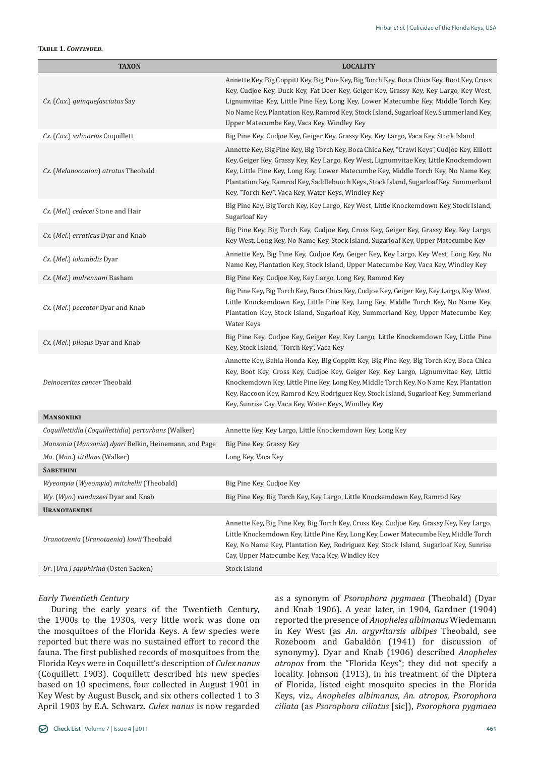**Table 1. *Continued.***

| TAXON | LOCALITY |
|---|---|
| *Cx.* (*Cux.*) *quinquefasciatus* Say | Annette Key, Big Coppitt Key, Big Pine Key, Big Torch Key, Boca Chica Key, Boot Key, Cross Key, Cudjoe Key, Duck Key, Fat Deer Key, Geiger Key, Grassy Key, Key Largo, Key West, Lignumvitae Key, Little Pine Key, Long Key, Lower Matecumbe Key, Middle Torch Key, No Name Key, Plantation Key, Ramrod Key, Stock Island, Sugarloaf Key, Summerland Key, Upper Matecumbe Key, Vaca Key, Windley Key |
| *Cx.* (*Cux.*) *salinarius* Coquillett | Big Pine Key, Cudjoe Key, Geiger Key, Grassy Key, Key Largo, Vaca Key, Stock Island |
| *Cx.* (*Melanoconion*) *atratus* Theobald | Annette Key, Big Pine Key, Big Torch Key, Boca Chica Key, "Crawl Keys", Cudjoe Key, Elliott Key, Geiger Key, Grassy Key, Key Largo, Key West, Lignumvitae Key, Little Knockemdown Key, Little Pine Key, Long Key, Lower Matecumbe Key, Middle Torch Key, No Name Key, Plantation Key, Ramrod Key, Saddlebunch Keys, Stock Island, Sugarloaf Key, Summerland Key, "Torch Key", Vaca Key, Water Keys, Windley Key |
| *Cx.* (*Mel.*) *cedecei* Stone and Hair | Big Pine Key, Big Torch Key, Key Largo, Key West, Little Knockemdown Key, Stock Island, Sugarloaf Key |
| *Cx.* (*Mel.*) *erraticus* Dyar and Knab | Big Pine Key, Big Torch Key, Cudjoe Key, Cross Key, Geiger Key, Grassy Key, Key Largo, Key West, Long Key, No Name Key, Stock Island, Sugarloaf Key, Upper Matecumbe Key |
| *Cx.* (*Mel.*) *iolambdis* Dyar | Annette Key, Big Pine Key, Cudjoe Key, Geiger Key, Key Largo, Key West, Long Key, No Name Key, Plantation Key, Stock Island, Upper Matecumbe Key, Vaca Key, Windley Key |
| *Cx.* (*Mel.*) *mulrennani* Basham | Big Pine Key, Cudjoe Key, Key Largo, Long Key, Ramrod Key |
| *Cx.* (*Mel.*) *peccator* Dyar and Knab | Big Pine Key, Big Torch Key, Boca Chica Key, Cudjoe Key, Geiger Key, Key Largo, Key West, Little Knockemdown Key, Little Pine Key, Long Key, Middle Torch Key, No Name Key, Plantation Key, Stock Island, Sugarloaf Key, Summerland Key, Upper Matecumbe Key, Water Keys |
| *Cx.* (*Mel.*) *pilosus* Dyar and Knab | Big Pine Key, Cudjoe Key, Geiger Key, Key Largo, Little Knockemdown Key, Little Pine Key, Stock Island, "Torch Key', Vaca Key |
| *Deinocerites cancer* Theobald | Annette Key, Bahia Honda Key, Big Coppitt Key, Big Pine Key, Big Torch Key, Boca Chica Key, Boot Key, Cross Key, Cudjoe Key, Geiger Key, Key Largo, Little Knockemdown Key, Little Pine Key, Long Key, Middle Torch Key, No Name Key, Plantation Key, Raccoon Key, Ramrod Key, Rodriguez Key, Stock Island, Sugarloaf Key, Summerland Key, Sunrise Cay, Vaca Key, Water Keys, Windley Key |
| **Mansoniini** | |
| *Coquillettidia* (*Coquillettidia*) *perturbans* (Walker) | Annette Key, Key Largo, Little Knockemdown Key, Long Key |
| *Mansonia* (*Mansonia*) *dyari* Belkin, Heinemann, and Page | Big Pine Key, Grassy Key |
| *Ma.* (*Man.*) *titillans* (Walker) | Long Key, Vaca Key |
| **Sabethini** | |
| *Wyeomyia* (*Wyeomyia*) *mitchellii* (Theobald) | Big Pine Key, Cudjoe Key |
| *Wy.* (*Wyo.*) *vanduzeei* Dyar and Knab | Big Pine Key, Big Torch Key, Key Largo, Little Knockemdown Key, Ramrod Key |
| **Uranotaeniini** | |
| *Uranotaenia* (*Uranotaenia*) *lowii* Theobald | Annette Key, Big Pine Key, Big Torch Key, Cross Key, Cudjoe Key, Grassy Key, Key Largo, Little Knockemdown Key, Little Pine Key, Long Key, Lower Matecumbe Key, Middle Torch Key, No Name Key, Plantation Key, Rodriguez Key, Stock Island, Sugarloaf Key, Sunrise Cay, Upper Matecumbe Key, Vaca Key, Windley Key |
| *Ur.* (*Ura.*) *sapphirina* (Osten Sacken) | Stock Island |

### *Early Twentieth Century*

During the early years of the Twentieth Century, the 1900s to the 1930s, very little work was done on the mosquitoes of the Florida Keys. A few species were reported but there was no sustained effort to record the fauna. The first published records of mosquitoes from the Florida Keys were in Coquillett's description of *Culex nanus* (Coquillett 1903). Coquillett described his new species based on 10 specimens, four collected in August 1901 in Key West by August Busck, and six others collected 1 to 3 April 1903 by E.A. Schwarz. *Culex nanus* is now regarded as a synonym of *Psorophora pygmaea* (Theobald) (Dyar and Knab 1906). A year later, in 1904, Gardner (1904) reported the presence of *Anopheles albimanus* Wiedemann in Key West (as *An. argyritarsis albipes* Theobald, see Rozeboom and Gabaldón (1941) for discussion of synonymy). Dyar and Knab (1906) described *Anopheles atropos* from the "Florida Keys"; they did not specify a locality. Johnson (1913), in his treatment of the Diptera of Florida, listed eight mosquito species in the Florida Keys, viz., *Anopheles albimanus*, *An. atropos*, *Psorophora ciliata* (as *Psorophora ciliatus* [sic]), *Psorophora pygmaea*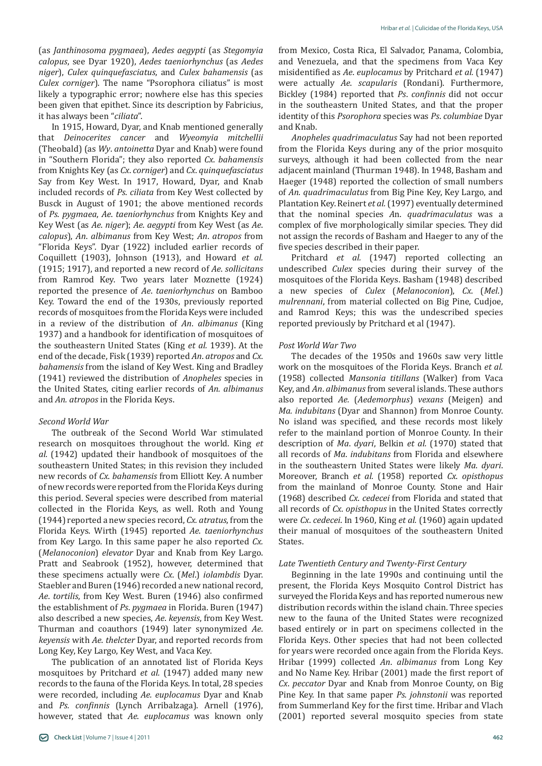(as *Janthinosoma pygmaea*), *Aedes aegypti* (as *Stegomyia calopus*, see Dyar 1920), *Aedes taeniorhynchus* (as *Aedes niger*), *Culex quinquefasciatus*, and *Culex bahamensis* (as *Culex corniger*). The name "Psorophora ciliatus" is most likely a typographic error; nowhere else has this species been given that epithet. Since its description by Fabricius, it has always been "*ciliata*".

In 1915, Howard, Dyar, and Knab mentioned generally that *Deinocerites cancer* and *Wyeomyia mitchellii* (Theobald) (as *Wy*. *antoinetta* Dyar and Knab) were found in "Southern Florida"; they also reported *Cx*. *bahamensis* from Knights Key (as *Cx*. *corniger*) and *Cx*. *quinquefasciatus* Say from Key West. In 1917, Howard, Dyar, and Knab included records of *Ps*. *ciliata* from Key West collected by Busck in August of 1901; the above mentioned records of *Ps*. *pygmaea*, *Ae*. *taeniorhynchus* from Knights Key and Key West (as *Ae*. *niger*); *Ae*. *aegypti* from Key West (as *Ae*. *calopus*), *An*. *albimanus* from Key West; *An*. *atropos* from "Florida Keys". Dyar (1922) included earlier records of Coquillett (1903), Johnson (1913), and Howard *et al.* (1915; 1917), and reported a new record of *Ae*. *sollicitans* from Ramrod Key. Two years later Moznette (1924) reported the presence of *Ae*. *taeniorhynchus* on Bamboo Key. Toward the end of the 1930s, previously reported records of mosquitoes from the Florida Keys were included in a review of the distribution of *An*. *albimanus* (King 1937) and a handbook for identification of mosquitoes of the southeastern United States (King *et al.* 1939). At the end of the decade, Fisk (1939) reported *An*. *atropos* and *Cx*. *bahamensis* from the island of Key West. King and Bradley (1941) reviewed the distribution of *Anopheles* species in the United States, citing earlier records of *An*. *albimanus* and *An*. *atropos* in the Florida Keys.

*Second World War*

The outbreak of the Second World War stimulated research on mosquitoes throughout the world. King *et al.* (1942) updated their handbook of mosquitoes of the southeastern United States; in this revision they included new records of *Cx*. *bahamensis* from Elliott Key. A number of new records were reported from the Florida Keys during this period. Several species were described from material collected in the Florida Keys, as well. Roth and Young (1944) reported a new species record, *Cx. atratus*, from the Florida Keys. Wirth (1945) reported *Ae*. *taeniorhynchus* from Key Largo. In this same paper he also reported *Cx.* (*Melanoconion*) *elevator* Dyar and Knab from Key Largo. Pratt and Seabrook (1952), however, determined that these specimens actually were *Cx*. (*Mel*.) *iolambdis* Dyar. Staebler and Buren (1946) recorded a new national record, *Ae*. *tortilis*, from Key West. Buren (1946) also confirmed the establishment of *Ps*. *pygmaea* in Florida. Buren (1947) also described a new species, *Ae*. *keyensis*, from Key West. Thurman and coauthors (1949) later synonymized *Ae*. *keyensis* with *Ae*. *thelcter* Dyar, and reported records from Long Key, Key Largo, Key West, and Vaca Key.

The publication of an annotated list of Florida Keys mosquitoes by Pritchard *et al.* (1947) added many new records to the fauna of the Florida Keys. In total, 28 species were recorded, including *Ae*. *euplocamus* Dyar and Knab and *Ps*. *confinnis* (Lynch Arribalzaga). Arnell (1976), however, stated that *Ae*. *euplocamus* was known only from Mexico, Costa Rica, El Salvador, Panama, Colombia, and Venezuela, and that the specimens from Vaca Key misidentified as *Ae*. *euplocamus* by Pritchard *et al.* (1947) were actually *Ae*. *scapularis* (Rondani). Furthermore, Bickley (1984) reported that *Ps*. *confinnis* did not occur in the southeastern United States, and that the proper identity of this *Psorophora* species was *Ps*. *columbiae* Dyar and Knab.

*Anopheles quadrimaculatus* Say had not been reported from the Florida Keys during any of the prior mosquito surveys, although it had been collected from the near adjacent mainland (Thurman 1948). In 1948, Basham and Haeger (1948) reported the collection of small numbers of *An*. *quadrimaculatus* from Big Pine Key, Key Largo, and Plantation Key. Reinert *et al.* (1997) eventually determined that the nominal species *An*. *quadrimaculatus* was a complex of five morphologically similar species. They did not assign the records of Basham and Haeger to any of the five species described in their paper.

Pritchard *et al.* (1947) reported collecting an undescribed *Culex* species during their survey of the mosquitoes of the Florida Keys. Basham (1948) described a new species of *Culex* (*Melanoconion*), *Cx*. (*Mel.*) *mulrennani*, from material collected on Big Pine, Cudjoe, and Ramrod Keys; this was the undescribed species reported previously by Pritchard et al (1947).

*Post World War Two*

The decades of the 1950s and 1960s saw very little work on the mosquitoes of the Florida Keys. Branch *et al.* (1958) collected *Mansonia titillans* (Walker) from Vaca Key, and *An*. *albimanus* from several islands. These authors also reported *Ae.* (*Aedemorphus*) *vexans* (Meigen) and *Ma*. *indubitans* (Dyar and Shannon) from Monroe County. No island was specified, and these records most likely refer to the mainland portion of Monroe County. In their description of *Ma*. *dyari*, Belkin *et al.* (1970) stated that all records of *Ma*. *indubitans* from Florida and elsewhere in the southeastern United States were likely *Ma*. *dyari*. Moreover, Branch *et al.* (1958) reported *Cx*. *opisthopus* from the mainland of Monroe County. Stone and Hair (1968) described *Cx*. *cedecei* from Florida and stated that all records of *Cx*. *opisthopus* in the United States correctly were *Cx*. *cedecei*. In 1960, King *et al.* (1960) again updated their manual of mosquitoes of the southeastern United States.

*Late Twentieth Century and Twenty-First Century*

Beginning in the late 1990s and continuing until the present, the Florida Keys Mosquito Control District has surveyed the Florida Keys and has reported numerous new distribution records within the island chain. Three species new to the fauna of the United States were recognized based entirely or in part on specimens collected in the Florida Keys. Other species that had not been collected for years were recorded once again from the Florida Keys. Hribar (1999) collected *An*. *albimanus* from Long Key and No Name Key. Hribar (2001) made the first report of *Cx*. *peccator* Dyar and Knab from Monroe County, on Big Pine Key. In that same paper *Ps*. *johnstonii* was reported from Summerland Key for the first time. Hribar and Vlach (2001) reported several mosquito species from state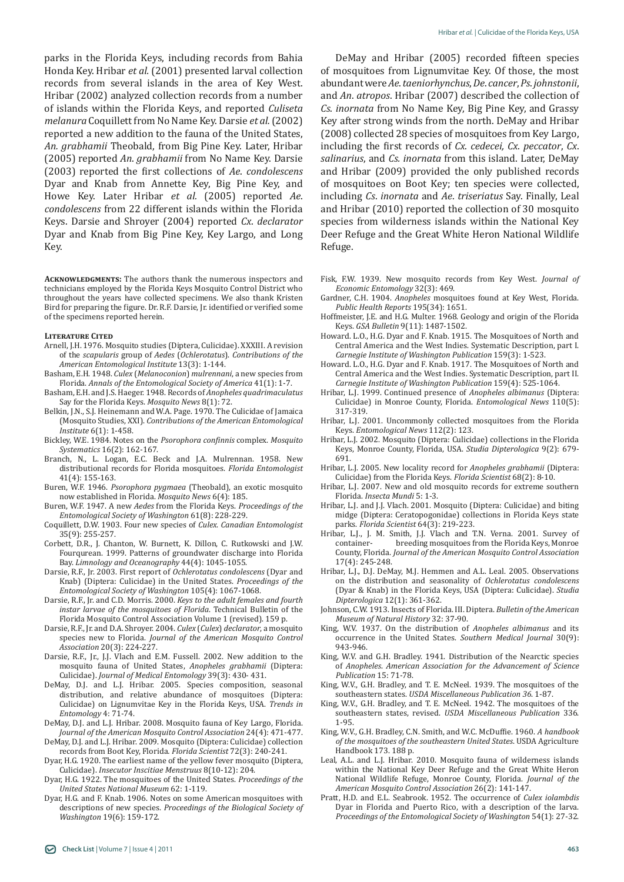parks in the Florida Keys, including records from Bahia Honda Key. Hribar *et al*. (2001) presented larval collection records from several islands in the area of Key West. Hribar (2002) analyzed collection records from a number of islands within the Florida Keys, and reported *Culiseta melanura* Coquillett from No Name Key. Darsie *et al*. (2002) reported a new addition to the fauna of the United States, *An. grabhamii* Theobald, from Big Pine Key. Later, Hribar (2005) reported *An. grabhamii* from No Name Key. Darsie (2003) reported the first collections of *Ae. condolescens* Dyar and Knab from Annette Key, Big Pine Key, and Howe Key. Later Hribar *et al.* (2005) reported *Ae. condolescens* from 22 different islands within the Florida Keys. Darsie and Shroyer (2004) reported *Cx. declarator* Dyar and Knab from Big Pine Key, Key Largo, and Long Key.

DeMay and Hribar (2005) recorded fifteen species of mosquitoes from Lignumvitae Key. Of those, the most abundant were *Ae. taeniorhynchus*, *De. cancer*, *Ps. johnstonii*, and *An. atropos*. Hribar (2007) described the collection of *Cs. inornata* from No Name Key, Big Pine Key, and Grassy Key after strong winds from the north. DeMay and Hribar (2008) collected 28 species of mosquitoes from Key Largo, including the first records of *Cx. cedecei*, *Cx. peccator*, *Cx. salinarius*, and *Cs. inornata* from this island. Later, DeMay and Hribar (2009) provided the only published records of mosquitoes on Boot Key; ten species were collected, including *Cs. inornata* and *Ae. triseriatus* Say. Finally, Leal and Hribar (2010) reported the collection of 30 mosquito species from wilderness islands within the National Key Deer Refuge and the Great White Heron National Wildlife Refuge.

**Acknowledgments:** The authors thank the numerous inspectors and technicians employed by the Florida Keys Mosquito Control District who throughout the years have collected specimens. We also thank Kristen Bird for preparing the figure. Dr. R.F. Darsie, Jr. identified or verified some of the specimens reported herein.

**Literature Cited**

Arnell, J.H. 1976. Mosquito studies (Diptera, Culicidae). XXXIII. A revision of the *scapularis* group of *Aedes* (*Ochlerotatus*). *Contributions of the American Entomological Institute* 13(3): 1-144.

Basham, E.H. 1948. *Culex* (*Melanoconion*) *mulrennani*, a new species from Florida. *Annals of the Entomological Society of America* 41(1): 1-7.

Basham, E.H. and J.S. Haeger. 1948. Records of *Anopheles quadrimaculatus* Say for the Florida Keys. *Mosquito News* 8(1): 72.

Belkin, J.N., S.J. Heinemann and W.A. Page. 1970. The Culicidae of Jamaica (Mosquito Studies, XXI). *Contributions of the American Entomological Institute* 6(1): 1-458.

Bickley, W.E. 1984. Notes on the *Psorophora confinnis* complex. *Mosquito Systematics* 16(2): 162-167.

Branch, N., L. Logan, E.C. Beck and J.A. Mulrennan. 1958. New distributional records for Florida mosquitoes. *Florida Entomologist* 41(4): 155-163.

Buren, W.F. 1946. *Psorophora pygmaea* (Theobald), an exotic mosquito now established in Florida. *Mosquito News* 6(4): 185.

Buren, W.F. 1947. A new *Aedes* from the Florida Keys. *Proceedings of the Entomological Society of Washington* 61(8): 228-229.

Coquillett, D.W. 1903. Four new species of *Culex*. *Canadian Entomologist* 35(9): 255-257.

Corbett, D.R., J. Chanton, W. Burnett, K. Dillon, C. Rutkowski and J.W. Fourqurean. 1999. Patterns of groundwater discharge into Florida Bay. *Limnology and Oceanography* 44(4): 1045-1055.

Darsie, R.F., Jr. 2003. First report of *Ochlerotatus condolescens* (Dyar and Knab) (Diptera: Culicidae) in the United States. *Proceedings of the Entomological Society of Washington* 105(4): 1067-1068.

Darsie, R.F., Jr. and C.D. Morris. 2000. *Keys to the adult females and fourth instar larvae of the mosquitoes of Florida*. Technical Bulletin of the Florida Mosquito Control Association Volume 1 (revised). 159 p.

Darsie, R.F., Jr. and D.A. Shroyer. 2004. *Culex* (*Culex*) *declarator*, a mosquito species new to Florida. *Journal of the American Mosquito Control Association* 20(3): 224-227.

Darsie, R.F., Jr., J.J. Vlach and E.M. Fussell. 2002. New addition to the mosquito fauna of United States, *Anopheles grabhamii* (Diptera: Culicidae). *Journal of Medical Entomology* 39(3): 430- 431.

DeMay, D.J. and L.J. Hribar. 2005. Species composition, seasonal distribution, and relative abundance of mosquitoes (Diptera: Culicidae) on Lignumvitae Key in the Florida Keys, USA. *Trends in Entomology* 4: 71-74.

DeMay, D.J. and L.J. Hribar. 2008. Mosquito fauna of Key Largo, Florida. *Journal of the American Mosquito Control Association* 24(4): 471-477.

DeMay, D.J. and L.J. Hribar. 2009. Mosquito (Diptera: Culicidae) collection records from Boot Key, Florida. *Florida Scientist* 72(3): 240-241.

Dyar, H.G. 1920. The earliest name of the yellow fever mosquito (Diptera, Culicidae). *Insecutor Inscitiae Menstruus* 8(10-12): 204.

Dyar, H.G. 1922. The mosquitoes of the United States. *Proceedings of the United States National Museum* 62: 1-119.

Dyar, H.G. and F. Knab. 1906. Notes on some American mosquitoes with descriptions of new species. *Proceedings of the Biological Society of Washington* 19(6): 159-172.

Fisk, F.W. 1939. New mosquito records from Key West. *Journal of Economic Entomology* 32(3): 469.

Gardner, C.H. 1904. *Anopheles* mosquitoes found at Key West, Florida. *Public Health Reports* 195(34): 1651.

Hoffmeister, J.E. and H.G. Multer. 1968. Geology and origin of the Florida Keys. *GSA Bulletin* 9(11): 1487-1502.

Howard. L.O., H.G. Dyar and F. Knab. 1915. The Mosquitoes of North and Central America and the West Indies. Systematic Description, part I. *Carnegie Institute of Washington Publication* 159(3): 1-523.

Howard. L.O., H.G. Dyar and F. Knab. 1917. The Mosquitoes of North and Central America and the West Indies. Systematic Description, part II. *Carnegie Institute of Washington Publication* 159(4): 525-1064.

Hribar, L.J. 1999. Continued presence of *Anopheles albimanus* (Diptera: Culicidae) in Monroe County, Florida. *Entomological News* 110(5): 317-319.

Hribar, L.J. 2001. Uncommonly collected mosquitoes from the Florida Keys. *Entomological News* 112(2): 123.

Hribar, L.J. 2002. Mosquito (Diptera: Culicidae) collections in the Florida Keys, Monroe County, Florida, USA. *Studia Dipterologica* 9(2): 679-691.

Hribar, L.J. 2005. New locality record for *Anopheles grabhamii* (Diptera: Culicidae) from the Florida Keys. *Florida Scientist* 68(2): 8-10.

Hribar, L.J. 2007. New and old mosquito records for extreme southern Florida. *Insecta Mundi* 5: 1-3.

Hribar, L.J. and J.J. Vlach. 2001. Mosquito (Diptera: Culicidae) and biting midge (Diptera: Ceratopogonidae) collections in Florida Keys state parks. *Florida Scientist* 64(3): 219-223.

Hribar, L.J., J. M. Smith, J.J. Vlach and T.N. Verna. 2001. Survey of container- breeding mosquitoes from the Florida Keys, Monroe County, Florida. *Journal of the American Mosquito Control Association* 17(4): 245-248.

Hribar, L.J., D.J. DeMay, M.J. Hemmen and A.L. Leal. 2005. Observations on the distribution and seasonality of *Ochlerotatus condolescens* (Dyar & Knab) in the Florida Keys, USA (Diptera: Culicidae). *Studia Dipterologica* 12(1): 361-362.

Johnson, C.W. 1913. Insects of Florida. III. Diptera. *Bulletin of the American Museum of Natural History* 32: 37-90.

King, W.V. 1937. On the distribution of *Anopheles albimanus* and its occurrence in the United States. *Southern Medical Journal* 30(9): 943-946.

King, W.V. and G.H. Bradley. 1941. Distribution of the Nearctic species of *Anopheles*. *American Association for the Advancement of Science Publication* 15: 71-78.

King, W.V., G.H. Bradley, and T. E. McNeel. 1939. The mosquitoes of the southeastern states. *USDA Miscellaneous Publication 36*. 1-87.

King, W.V., G.H. Bradley, and T. E. McNeel. 1942. The mosquitoes of the southeastern states, revised. *USDA Miscellaneous Publication* 336. 1-95.

King, W.V., G.H. Bradley, C.N. Smith, and W.C. McDuffie. 1960. *A handbook of the mosquitoes of the southeastern United States*. USDA Agriculture Handbook 173. 188 p.

Leal, A.L. and L.J. Hribar. 2010. Mosquito fauna of wilderness islands within the National Key Deer Refuge and the Great White Heron National Wildlife Refuge, Monroe County, Florida. *Journal of the American Mosquito Control Association* 26(2): 141-147.

Pratt, H.D. and E.L. Seabrook. 1952. The occurrence of *Culex iolambdis* Dyar in Florida and Puerto Rico, with a description of the larva. *Proceedings of the Entomological Society of Washington* 54(1): 27-32.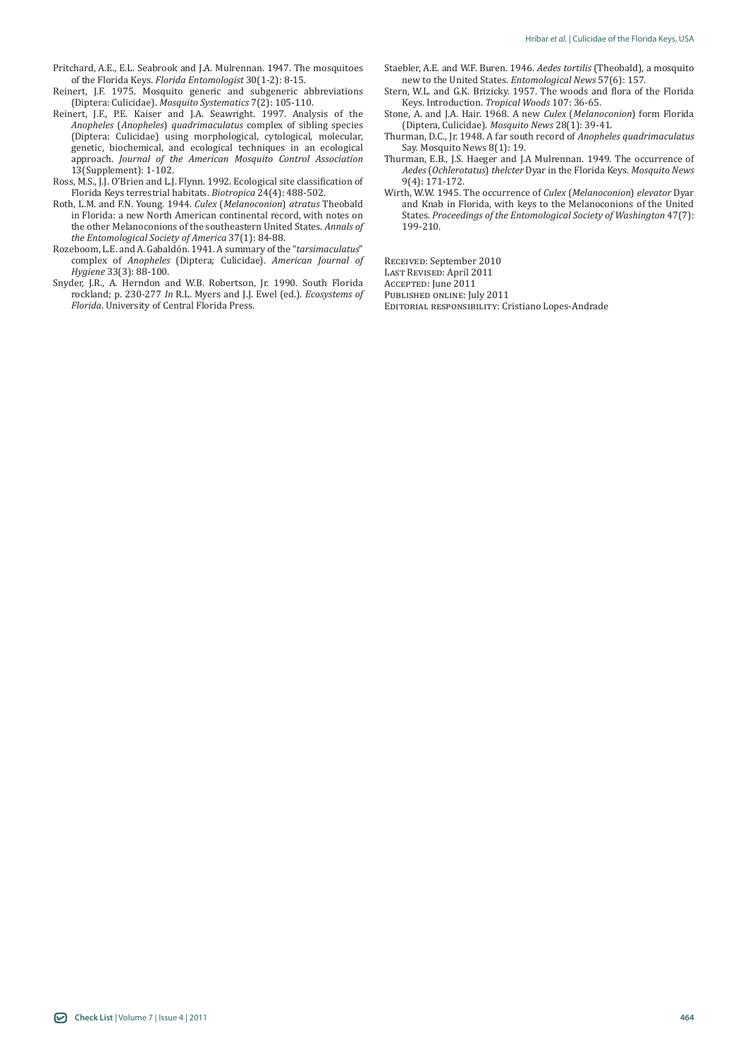Pritchard, A.E., E.L. Seabrook and J.A. Mulrennan. 1947. The mosquitoes of the Florida Keys. *Florida Entomologist* 30(1-2): 8-15.

Reinert, J.F. 1975. Mosquito generic and subgeneric abbreviations (Diptera: Culicidae). *Mosquito Systematics* 7(2): 105-110.

Reinert, J.F., P.E. Kaiser and J.A. Seawright. 1997. Analysis of the *Anopheles* (*Anopheles*) *quadrimaculatus* complex of sibling species (Diptera: Culicidae) using morphological, cytological, molecular, genetic, biochemical, and ecological techniques in an ecological approach. *Journal of the American Mosquito Control Association* 13(Supplement): 1-102.

Ross, M.S., J.J. O'Brien and L.J. Flynn. 1992. Ecological site classification of Florida Keys terrestrial habitats. *Biotropica* 24(4): 488-502.

Roth, L.M. and F.N. Young. 1944. *Culex* (*Melanoconion*) *atratus* Theobald in Florida: a new North American continental record, with notes on the other Melanoconions of the southeastern United States. *Annals of the Entomological Society of America* 37(1): 84-88.

Rozeboom, L.E. and A. Gabaldón. 1941. A summary of the "*tarsimaculatus*" complex of *Anopheles* (Diptera; Culicidae). *American Journal of Hygiene* 33(3): 88-100.

Snyder, J.R., A. Herndon and W.B. Robertson, Jr. 1990. South Florida rockland; p. 230-277 *In* R.L. Myers and J.J. Ewel (ed.). *Ecosystems of Florida*. University of Central Florida Press.

Staebler, A.E. and W.F. Buren. 1946. *Aedes tortilis* (Theobald), a mosquito new to the United States. *Entomological News* 57(6): 157.

Stern, W.L. and G.K. Brizicky. 1957. The woods and flora of the Florida Keys. Introduction. *Tropical Woods* 107: 36-65.

Stone, A. and J.A. Hair. 1968. A new *Culex* (*Melanoconion*) form Florida (Diptera, Culicidae). *Mosquito News* 28(1): 39-41.

Thurman, D.C., Jr. 1948. A far south record of *Anopheles quadrimaculatus* Say. Mosquito News 8(1): 19.

Thurman, E.B., J.S. Haeger and J.A Mulrennan. 1949. The occurrence of *Aedes* (*Ochlerotatus*) *thelcter* Dyar in the Florida Keys. *Mosquito News* 9(4): 171-172.

Wirth, W.W. 1945. The occurrence of *Culex* (*Melanoconion*) *elevator* Dyar and Knab in Florida, with keys to the Melanoconions of the United States. *Proceedings of the Entomological Society of Washington* 47(7): 199-210.

Received: September 2010
Last Revised: April 2011
Accepted: June 2011
Published online: July 2011
Editorial responsibility: Cristiano Lopes-Andrade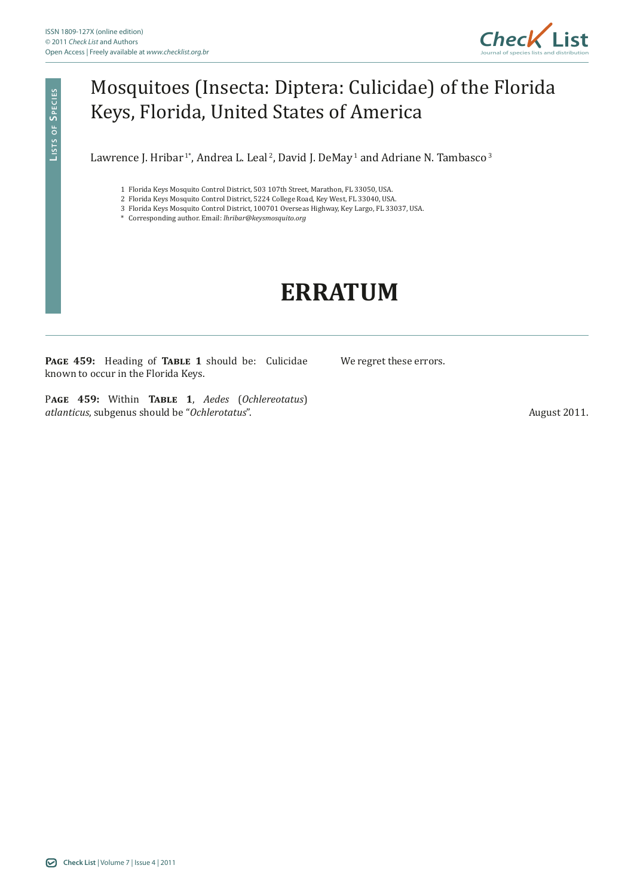# Mosquitoes (Insecta: Diptera: Culicidae) of the Florida Keys, Florida, United States of America

Lawrence J. Hribar [1*], Andrea L. Leal [2], David J. DeMay [1] and Adriane N. Tambasco [3]

1 Florida Keys Mosquito Control District, 503 107th Street, Marathon, FL 33050, USA.
2 Florida Keys Mosquito Control District, 5224 College Road, Key West, FL 33040, USA.
3 Florida Keys Mosquito Control District, 100701 Overseas Highway, Key Largo, FL 33037, USA.
* Corresponding author. Email: *lhribar@keysmosquito.org*

## ERRATUM

**Page 459:** Heading of **Table 1** should be: Culicidae known to occur in the Florida Keys.

**Page 459:** Within **Table 1**, *Aedes* (*Ochlereotatus*) *atlanticus*, subgenus should be "*Ochlerotatus*".

We regret these errors.

August 2011.